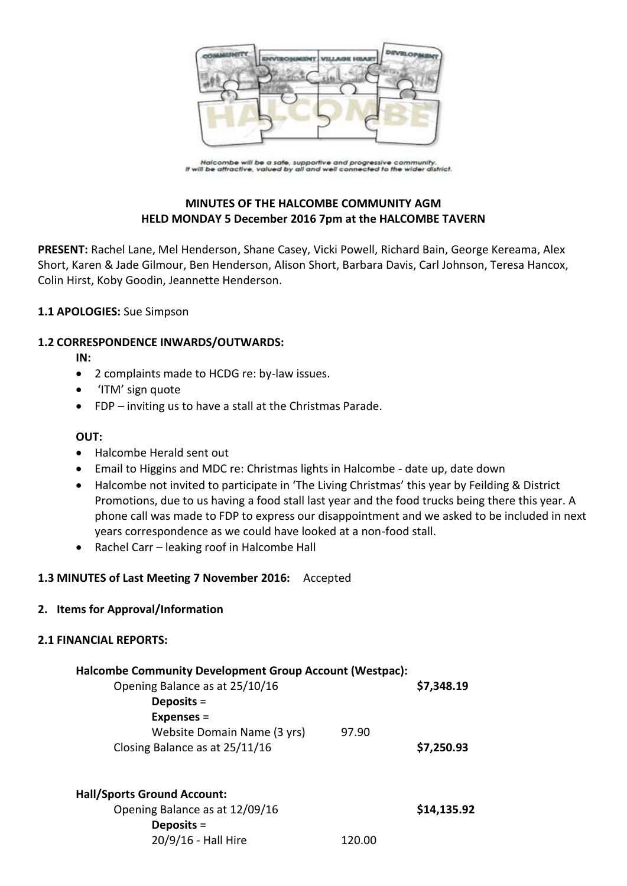Halcombe will be a safe, supportive and progressive community.
It will be attractive, valued by all and well connected to the wider district.

**MINUTES OF THE HALCOMBE COMMUNITY AGM**
**HELD MONDAY 5 December 2016 7pm at the HALCOMBE TAVERN**

**PRESENT:** Rachel Lane, Mel Henderson, Shane Casey, Vicki Powell, Richard Bain, George Kereama, Alex Short, Karen & Jade Gilmour, Ben Henderson, Alison Short, Barbara Davis, Carl Johnson, Teresa Hancox, Colin Hirst, Koby Goodin, Jeannette Henderson.

**1.1 APOLOGIES:** Sue Simpson

**1.2 CORRESPONDENCE INWARDS/OUTWARDS:**

**IN:**

- 2 complaints made to HCDG re: by-law issues.
- 'ITM' sign quote
- FDP – inviting us to have a stall at the Christmas Parade.

**OUT:**

- Halcombe Herald sent out
- Email to Higgins and MDC re: Christmas lights in Halcombe - date up, date down
- Halcombe not invited to participate in 'The Living Christmas' this year by Feilding & District Promotions, due to us having a food stall last year and the food trucks being there this year. A phone call was made to FDP to express our disappointment and we asked to be included in next years correspondence as we could have looked at a non-food stall.
- Rachel Carr – leaking roof in Halcombe Hall

**1.3 MINUTES of Last Meeting 7 November 2016:** Accepted

**2. Items for Approval/Information**

**2.1 FINANCIAL REPORTS:**

**Halcombe Community Development Group Account (Westpac):**

| | | |
|---|---|---|
| Opening Balance as at 25/10/16 | | **$7,348.19** |
| **Deposits** = | | |
| **Expenses** = | | |
| Website Domain Name (3 yrs) | 97.90 | |
| Closing Balance as at 25/11/16 | | **$7,250.93** |

**Hall/Sports Ground Account:**

| | | |
|---|---|---|
| Opening Balance as at 12/09/16 | | **$14,135.92** |
| **Deposits** = | | |
| 20/9/16 - Hall Hire | 120.00 | |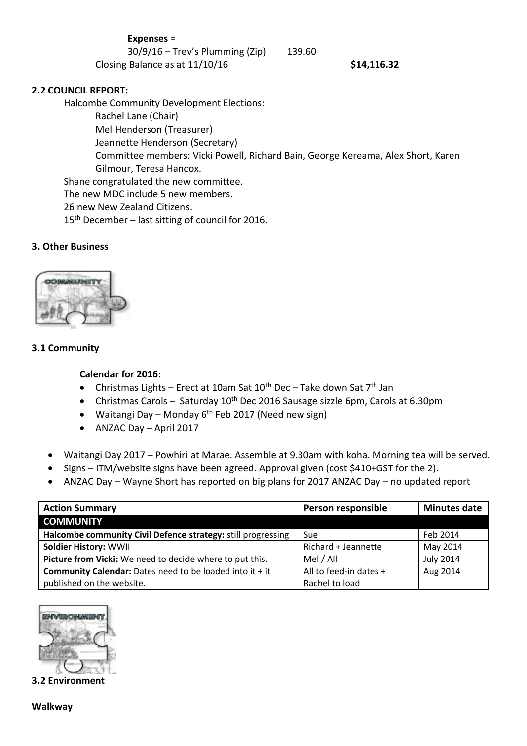**Expenses** =

30/9/16 – Trev's Plumming (Zip) 139.60

Closing Balance as at 11/10/16 **$14,116.32**

**2.2 COUNCIL REPORT:**

Halcombe Community Development Elections:

Rachel Lane (Chair)

Mel Henderson (Treasurer)

Jeannette Henderson (Secretary)

Committee members: Vicki Powell, Richard Bain, George Kereama, Alex Short, Karen Gilmour, Teresa Hancox.

Shane congratulated the new committee.

The new MDC include 5 new members.

26 new New Zealand Citizens.

15th December – last sitting of council for 2016.

### 3. Other Business

### 3.1 Community

**Calendar for 2016:**

- Christmas Lights – Erect at 10am Sat 10th Dec – Take down Sat 7th Jan
- Christmas Carols – Saturday 10th Dec 2016 Sausage sizzle 6pm, Carols at 6.30pm
- Waitangi Day – Monday 6th Feb 2017 (Need new sign)
- ANZAC Day – April 2017

- Waitangi Day 2017 – Powhiri at Marae. Assemble at 9.30am with koha. Morning tea will be served.
- Signs – ITM/website signs have been agreed. Approval given (cost $410+GST for the 2).
- ANZAC Day – Wayne Short has reported on big plans for 2017 ANZAC Day – no updated report

| Action Summary | Person responsible | Minutes date |
| --- | --- | --- |
| **COMMUNITY** | | |
| **Halcombe community Civil Defence strategy:** still progressing | Sue | Feb 2014 |
| **Soldier History:** WWII | Richard + Jeannette | May 2014 |
| **Picture from Vicki:** We need to decide where to put this. | Mel / All | July 2014 |
| **Community Calendar:** Dates need to be loaded into it + it published on the website. | All to feed-in dates + Rachel to load | Aug 2014 |

### 3.2 Environment

**Walkway**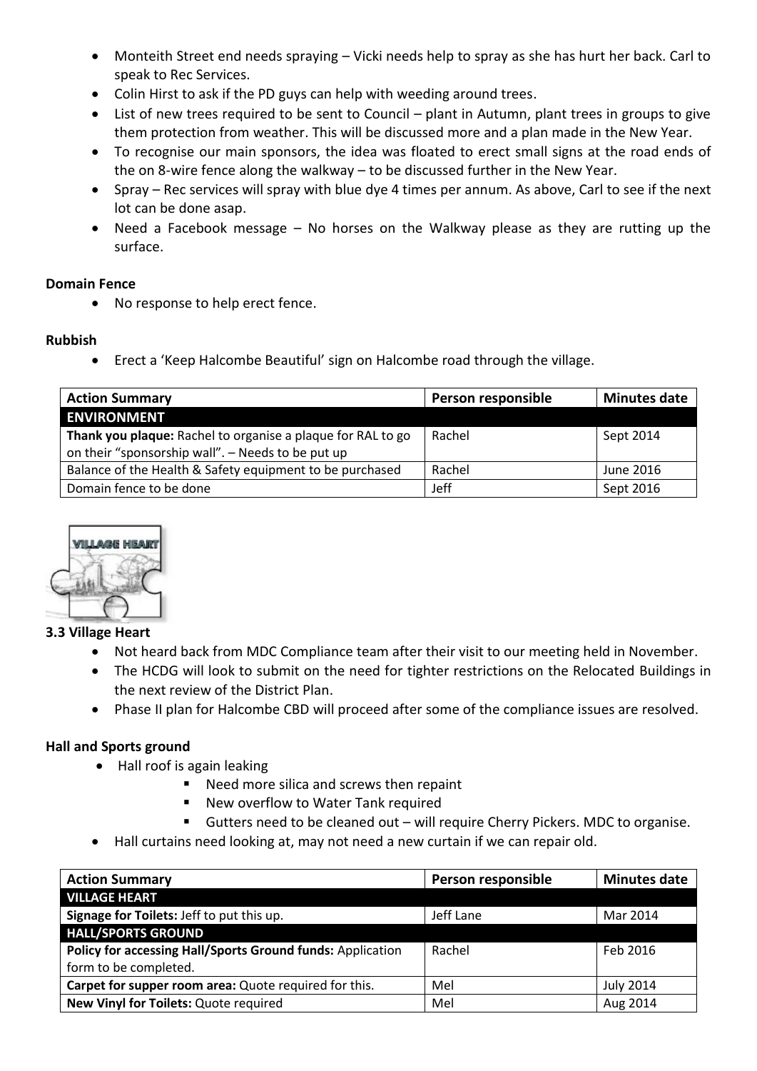- Monteith Street end needs spraying – Vicki needs help to spray as she has hurt her back. Carl to speak to Rec Services.
- Colin Hirst to ask if the PD guys can help with weeding around trees.
- List of new trees required to be sent to Council – plant in Autumn, plant trees in groups to give them protection from weather. This will be discussed more and a plan made in the New Year.
- To recognise our main sponsors, the idea was floated to erect small signs at the road ends of the on 8-wire fence along the walkway – to be discussed further in the New Year.
- Spray – Rec services will spray with blue dye 4 times per annum. As above, Carl to see if the next lot can be done asap.
- Need a Facebook message – No horses on the Walkway please as they are rutting up the surface.

**Domain Fence**

- No response to help erect fence.

**Rubbish**

- Erect a 'Keep Halcombe Beautiful' sign on Halcombe road through the village.

| Action Summary | Person responsible | Minutes date |
|---|---|---|
| **ENVIRONMENT** | | |
| **Thank you plaque:** Rachel to organise a plaque for RAL to go on their "sponsorship wall". – Needs to be put up | Rachel | Sept 2014 |
| Balance of the Health & Safety equipment to be purchased | Rachel | June 2016 |
| Domain fence to be done | Jeff | Sept 2016 |

### 3.3 Village Heart

- Not heard back from MDC Compliance team after their visit to our meeting held in November.
- The HCDG will look to submit on the need for tighter restrictions on the Relocated Buildings in the next review of the District Plan.
- Phase II plan for Halcombe CBD will proceed after some of the compliance issues are resolved.

**Hall and Sports ground**

- Hall roof is again leaking
  - Need more silica and screws then repaint
  - New overflow to Water Tank required
  - Gutters need to be cleaned out – will require Cherry Pickers. MDC to organise.
- Hall curtains need looking at, may not need a new curtain if we can repair old.

| Action Summary | Person responsible | Minutes date |
|---|---|---|
| **VILLAGE HEART** | | |
| **Signage for Toilets:** Jeff to put this up. | Jeff Lane | Mar 2014 |
| **HALL/SPORTS GROUND** | | |
| **Policy for accessing Hall/Sports Ground funds:** Application form to be completed. | Rachel | Feb 2016 |
| **Carpet for supper room area:** Quote required for this. | Mel | July 2014 |
| **New Vinyl for Toilets:** Quote required | Mel | Aug 2014 |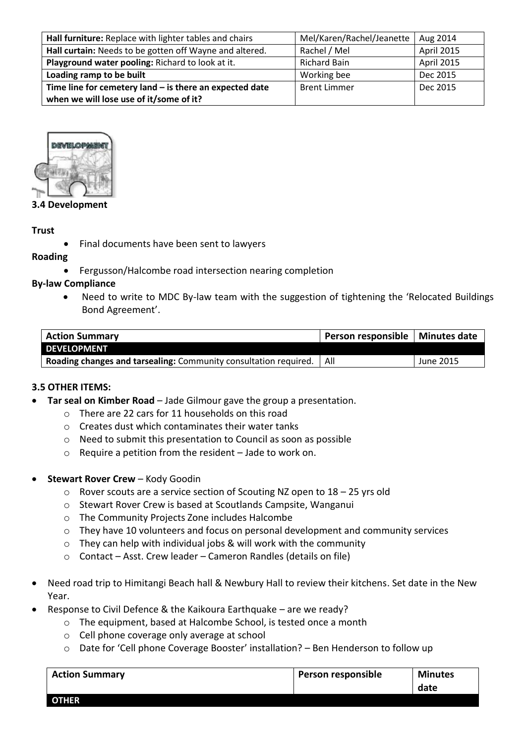| | | |
|---|---|---|
| **Hall furniture:** Replace with lighter tables and chairs | Mel/Karen/Rachel/Jeanette | Aug 2014 |
| **Hall curtain:** Needs to be gotten off Wayne and altered. | Rachel / Mel | April 2015 |
| **Playground water pooling:** Richard to look at it. | Richard Bain | April 2015 |
| **Loading ramp to be built** | Working bee | Dec 2015 |
| **Time line for cemetery land – is there an expected date when we will lose use of it/some of it?** | Brent Limmer | Dec 2015 |

### 3.4 Development

**Trust**

- Final documents have been sent to lawyers

**Roading**

- Fergusson/Halcombe road intersection nearing completion

**By-law Compliance**

- Need to write to MDC By-law team with the suggestion of tightening the 'Relocated Buildings Bond Agreement'.

| Action Summary | Person responsible | Minutes date |
|---|---|---|
| **DEVELOPMENT** | | |
| **Roading changes and tarsealing:** Community consultation required. | All | June 2015 |

### 3.5 OTHER ITEMS:

- **Tar seal on Kimber Road** – Jade Gilmour gave the group a presentation.
  - There are 22 cars for 11 households on this road
  - Creates dust which contaminates their water tanks
  - Need to submit this presentation to Council as soon as possible
  - Require a petition from the resident – Jade to work on.
- **Stewart Rover Crew** – Kody Goodin
  - Rover scouts are a service section of Scouting NZ open to 18 – 25 yrs old
  - Stewart Rover Crew is based at Scoutlands Campsite, Wanganui
  - The Community Projects Zone includes Halcombe
  - They have 10 volunteers and focus on personal development and community services
  - They can help with individual jobs & will work with the community
  - Contact – Asst. Crew leader – Cameron Randles (details on file)
- Need road trip to Himitangi Beach hall & Newbury Hall to review their kitchens. Set date in the New Year.
- Response to Civil Defence & the Kaikoura Earthquake – are we ready?
  - The equipment, based at Halcombe School, is tested once a month
  - Cell phone coverage only average at school
  - Date for 'Cell phone Coverage Booster' installation? – Ben Henderson to follow up

| Action Summary | Person responsible | Minutes date |
|---|---|---|
| **OTHER** | | |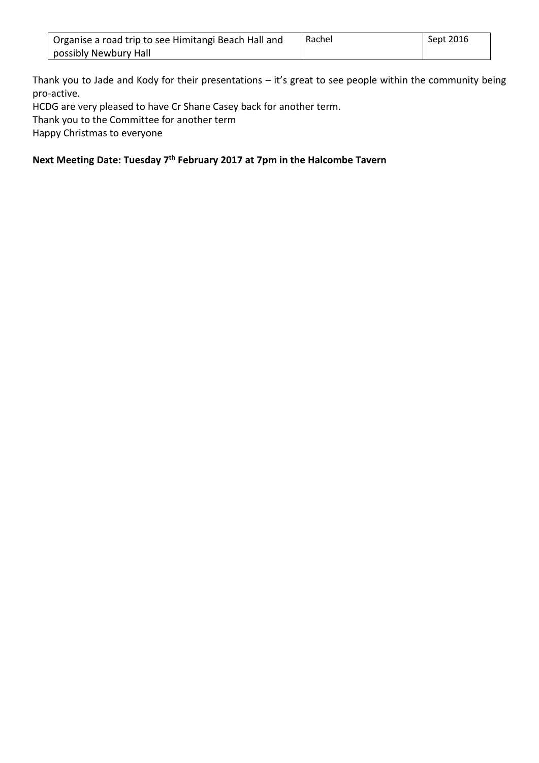| | | |
|---|---|---|
| Organise a road trip to see Himitangi Beach Hall and possibly Newbury Hall | Rachel | Sept 2016 |

Thank you to Jade and Kody for their presentations – it's great to see people within the community being pro-active.
HCDG are very pleased to have Cr Shane Casey back for another term.
Thank you to the Committee for another term
Happy Christmas to everyone

**Next Meeting Date: Tuesday 7th February 2017 at 7pm in the Halcombe Tavern**